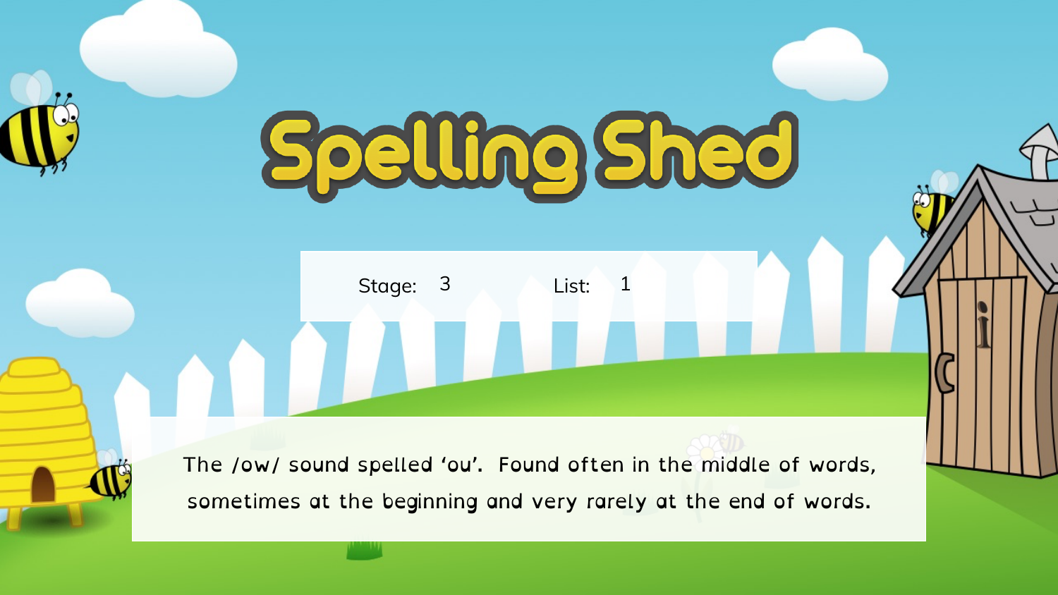# Spelling Shed

Stage: 3 List: 1

The /ow/ sound spelled ‘ou’. Found often in the middle of words, sometimes at the beginning and very rarely at the end of words.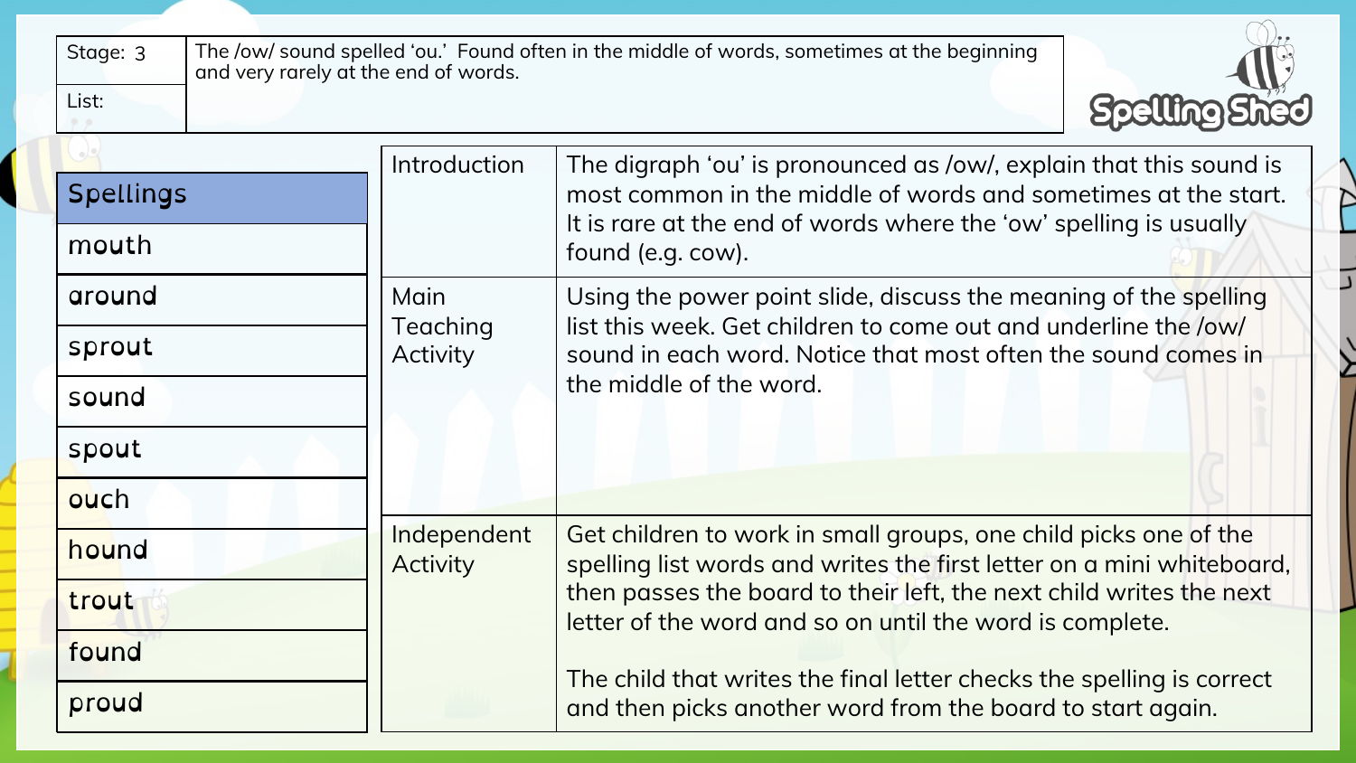| Stage: 3 | The /ow/ sound spelled 'ou.' Found often in the middle of words, sometimes at the beginning and very rarely at the end of words. |
|---|---|
| List: | |

Spelling Shed

| Spellings |
|---|
| mouth |
| around |
| sprout |
| sound |
| spout |
| ouch |
| hound |
| trout |
| found |
| proud |

| | |
|---|---|
| Introduction | The digraph 'ou' is pronounced as /ow/, explain that this sound is most common in the middle of words and sometimes at the start. It is rare at the end of words where the 'ow' spelling is usually found (e.g. cow). |
| Main Teaching Activity | Using the power point slide, discuss the meaning of the spelling list this week. Get children to come out and underline the /ow/ sound in each word. Notice that most often the sound comes in the middle of the word. |
| Independent Activity | Get children to work in small groups, one child picks one of the spelling list words and writes the first letter on a mini whiteboard, then passes the board to their left, the next child writes the next letter of the word and so on until the word is complete.<br><br>The child that writes the final letter checks the spelling is correct and then picks another word from the board to start again. |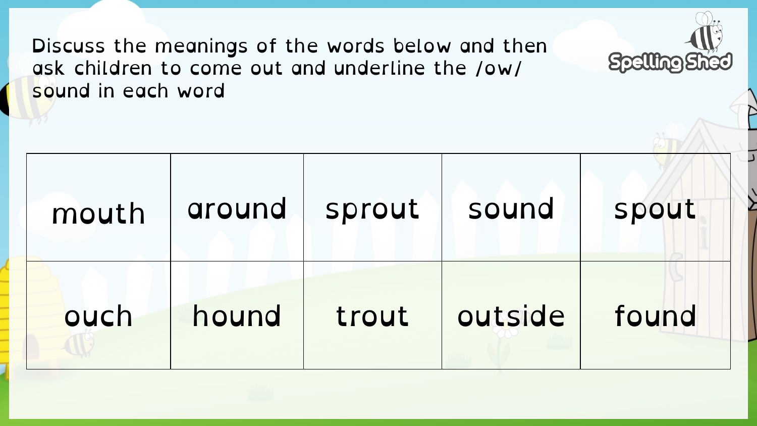Discuss the meanings of the words below and then ask children to come out and underline the /ow/ sound in each word

| | | | | |
|---|---|---|---|---|
| mouth | around | sprout | sound | spout |
| ouch | hound | trout | outside | found |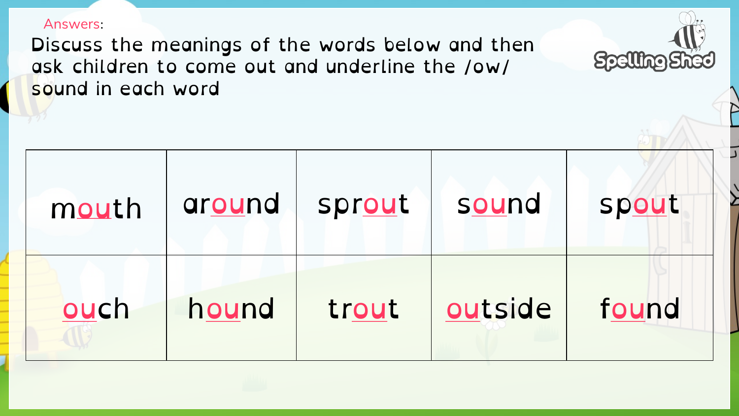Answers:

Discuss the meanings of the words below and then ask children to come out and underline the /ow/ sound in each word

| | | | | |
|---|---|---|---|---|
| m<u>ou</u>th | ar<u>ou</u>nd | spr<u>ou</u>t | s<u>ou</u>nd | sp<u>ou</u>t |
| <u>ou</u>ch | h<u>ou</u>nd | tr<u>ou</u>t | <u>ou</u>tside | f<u>ou</u>nd |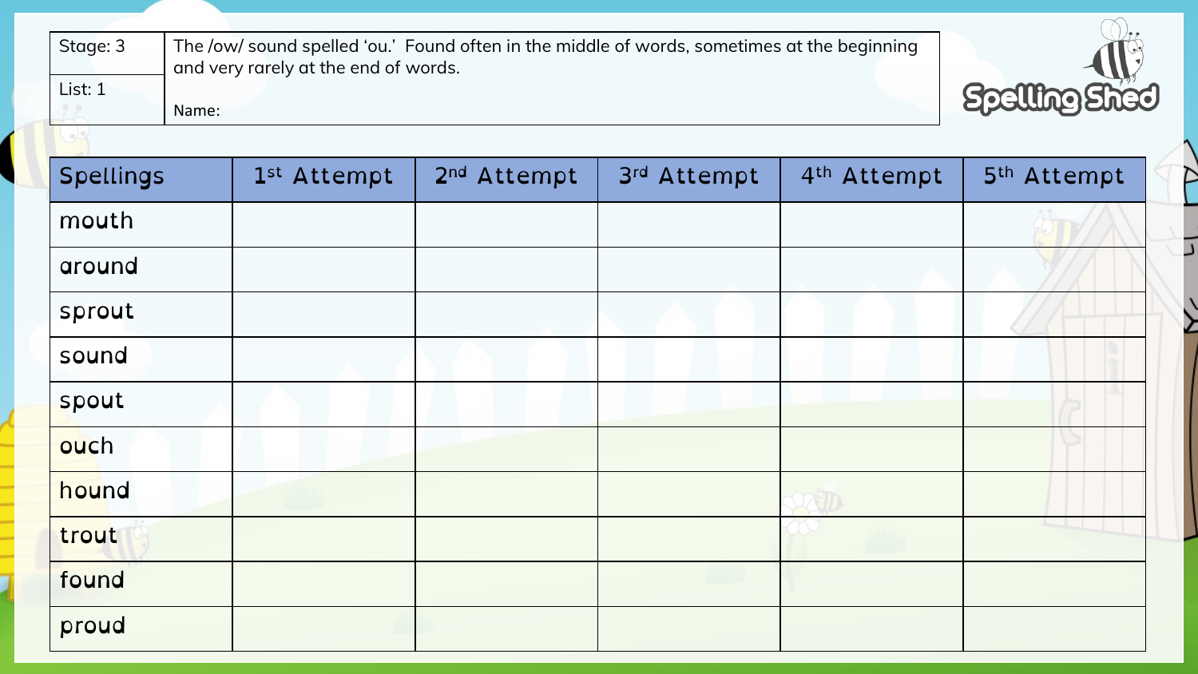| Stage: 3 | The /ow/ sound spelled 'ou.' Found often in the middle of words, sometimes at the beginning and very rarely at the end of words. |
| --- | --- |
| List: 1 | Name: |

Spelling Shed

| Spellings | 1st Attempt | 2nd Attempt | 3rd Attempt | 4th Attempt | 5th Attempt |
| --- | --- | --- | --- | --- | --- |
| mouth | | | | | |
| around | | | | | |
| sprout | | | | | |
| sound | | | | | |
| spout | | | | | |
| ouch | | | | | |
| hound | | | | | |
| trout | | | | | |
| found | | | | | |
| proud | | | | | |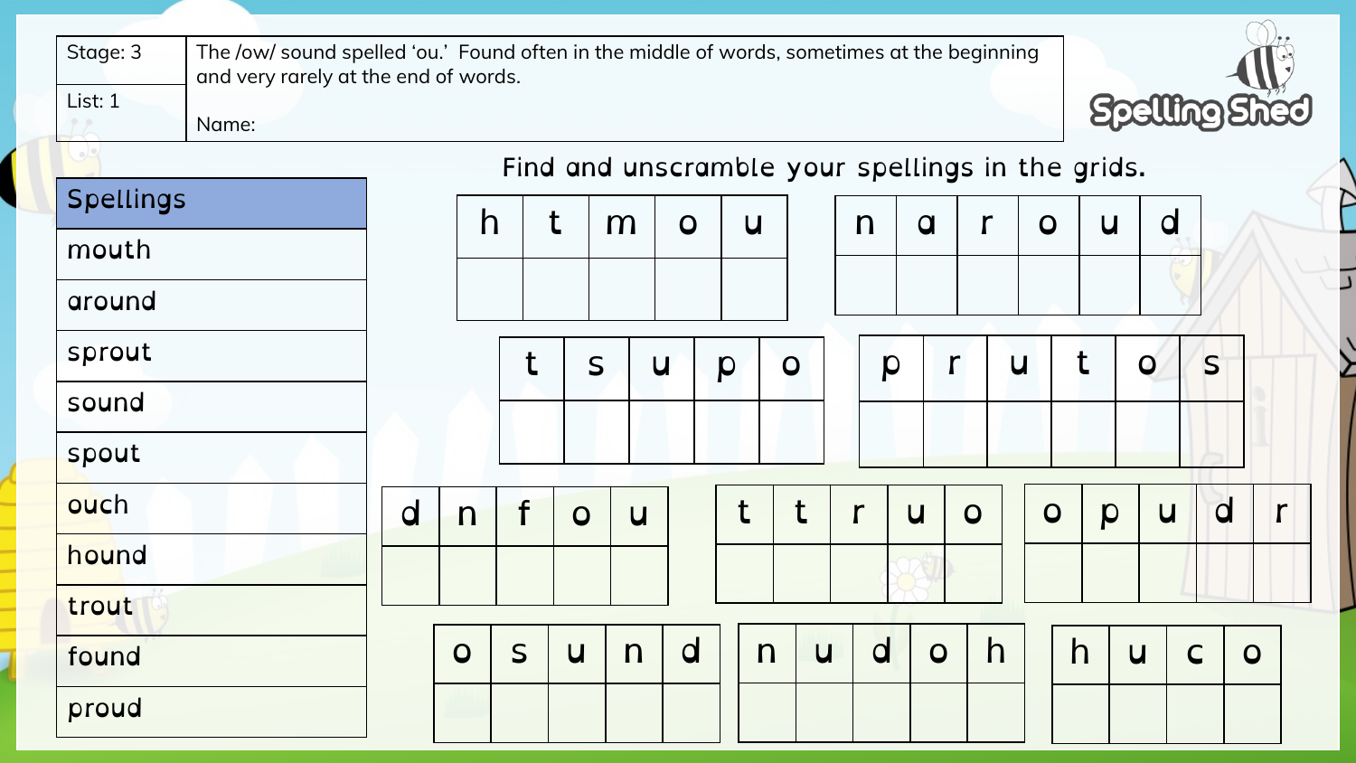| Stage: 3 | The /ow/ sound spelled 'ou.' Found often in the middle of words, sometimes at the beginning and very rarely at the end of words. |
| --- | --- |
| List: 1 | Name: |

Spelling Shed

Find and unscramble your spellings in the grids.

| Spellings |
| --- |
| mouth |
| around |
| sprout |
| sound |
| spout |
| ouch |
| hound |
| trout |
| found |
| proud |

| h | t | m | o | u |
| --- | --- | --- | --- | --- |
| | | | | |

| n | a | r | o | u | d |
| --- | --- | --- | --- | --- | --- |
| | | | | | |

| t | s | u | p | o |
| --- | --- | --- | --- | --- |
| | | | | |

| p | r | u | t | o | s |
| --- | --- | --- | --- | --- | --- |
| | | | | | |

| d | n | f | o | u |
| --- | --- | --- | --- | --- |
| | | | | |

| t | t | r | u | o |
| --- | --- | --- | --- | --- |
| | | | | |

| o | p | u | d | r |
| --- | --- | --- | --- | --- |
| | | | | |

| o | s | u | n | d |
| --- | --- | --- | --- | --- |
| | | | | |

| n | u | d | o | h |
| --- | --- | --- | --- | --- |
| | | | | |

| h | u | c | o |
| --- | --- | --- | --- |
| | | | |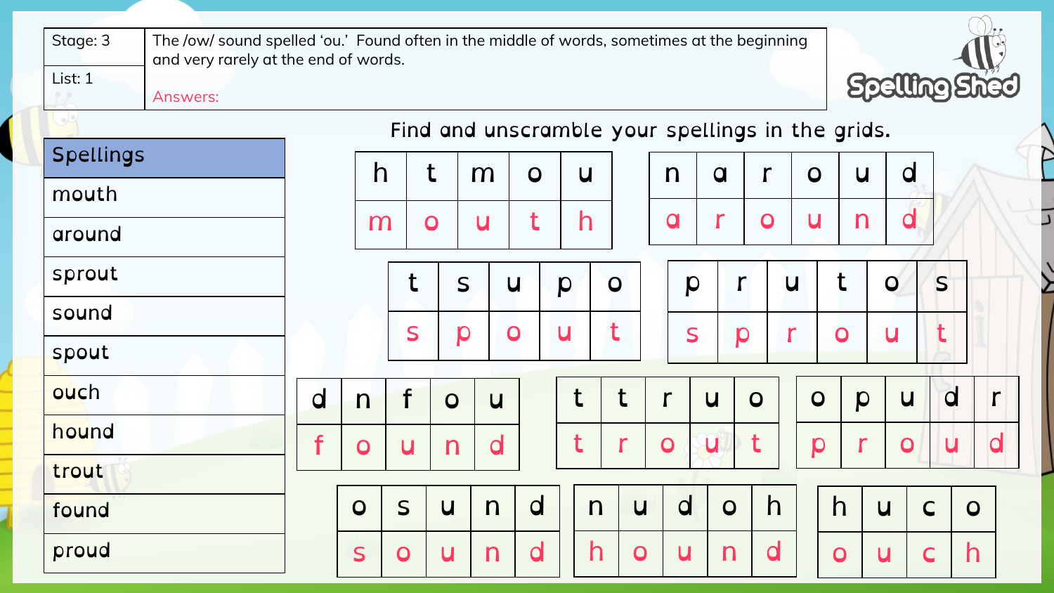| Stage: 3 | The /ow/ sound spelled 'ou.' Found often in the middle of words, sometimes at the beginning and very rarely at the end of words. |
| --- | --- |
| List: 1 | Answers: |

Spelling Shed

Find and unscramble your spellings in the grids.

| Spellings |
| --- |
| mouth |
| around |
| sprout |
| sound |
| spout |
| ouch |
| hound |
| trout |
| found |
| proud |

| | | | | |
| --- | --- | --- | --- | --- |
| h | t | m | o | u |
| m | o | u | t | h |

| | | | | | |
| --- | --- | --- | --- | --- | --- |
| n | a | r | o | u | d |
| a | r | o | u | n | d |

| | | | | |
| --- | --- | --- | --- | --- |
| t | s | u | p | o |
| s | p | o | u | t |

| | | | | | |
| --- | --- | --- | --- | --- | --- |
| p | r | u | t | o | s |
| s | p | r | o | u | t |

| | | | | |
| --- | --- | --- | --- | --- |
| d | n | f | o | u |
| f | o | u | n | d |

| | | | | |
| --- | --- | --- | --- | --- |
| t | t | r | u | o |
| t | r | o | u | t |

| | | | | |
| --- | --- | --- | --- | --- |
| o | p | u | d | r |
| p | r | o | u | d |

| | | | | |
| --- | --- | --- | --- | --- |
| o | s | u | n | d |
| s | o | u | n | d |

| | | | | |
| --- | --- | --- | --- | --- |
| n | u | d | o | h |
| h | o | u | n | d |

| | | | |
| --- | --- | --- | --- |
| h | u | c | o |
| o | u | c | h |